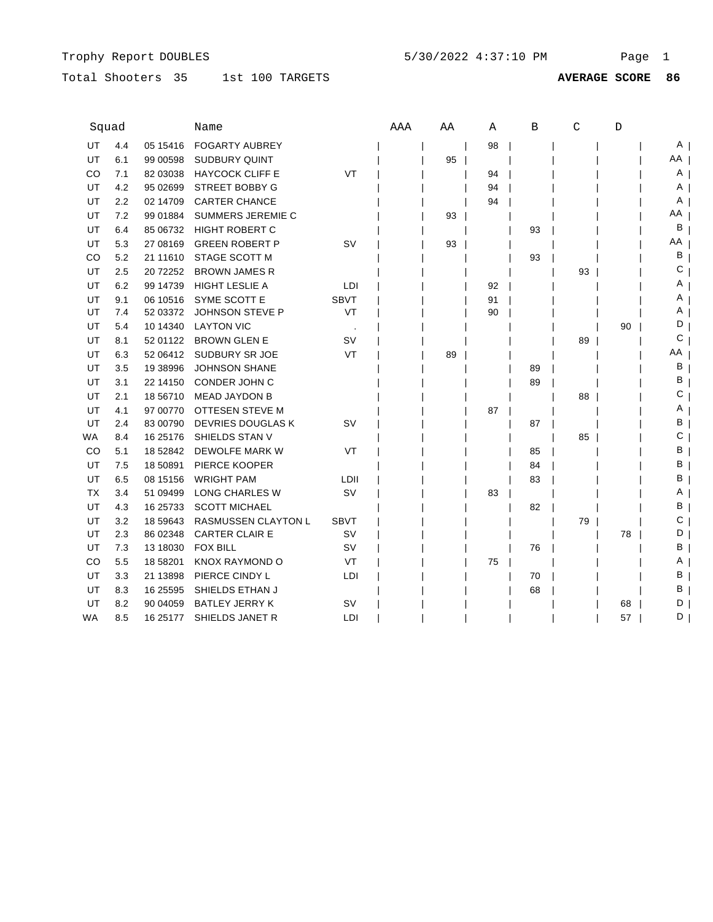Trophy Report DOUBLES 5/30/2022 4:37:10 PM

Total Shooters 35 1st 100 TARGETS **AVERAGE SCORE 86**

| Squad | | | Name | | AAA | AA | A | B | C | D | |
|---|---|---|---|---|---|---|---|---|---|---|---|
| UT | 4.4 | 05 15416 | FOGARTY AUBREY | | | | 98 | | | | A |
| UT | 6.1 | 99 00598 | SUDBURY QUINT | | | 95 | | | | | AA |
| CO | 7.1 | 82 03038 | HAYCOCK CLIFF E | VT | | | 94 | | | | A |
| UT | 4.2 | 95 02699 | STREET BOBBY G | | | | 94 | | | | A |
| UT | 2.2 | 02 14709 | CARTER CHANCE | | | | 94 | | | | A |
| UT | 7.2 | 99 01884 | SUMMERS JEREMIE C | | | 93 | | | | | AA |
| UT | 6.4 | 85 06732 | HIGHT ROBERT C | | | | | 93 | | | B |
| UT | 5.3 | 27 08169 | GREEN ROBERT P | SV | | 93 | | | | | AA |
| CO | 5.2 | 21 11610 | STAGE SCOTT M | | | | | 93 | | | B |
| UT | 2.5 | 20 72252 | BROWN JAMES R | | | | | | 93 | | C |
| UT | 6.2 | 99 14739 | HIGHT LESLIE A | LDI | | | 92 | | | | A |
| UT | 9.1 | 06 10516 | SYME SCOTT E | SBVT | | | 91 | | | | A |
| UT | 7.4 | 52 03372 | JOHNSON STEVE P | VT | | | 90 | | | | A |
| UT | 5.4 | 10 14340 | LAYTON VIC | . | | | | | | 90 | D |
| UT | 8.1 | 52 01122 | BROWN GLEN E | SV | | | | | 89 | | C |
| UT | 6.3 | 52 06412 | SUDBURY SR JOE | VT | | 89 | | | | | AA |
| UT | 3.5 | 19 38996 | JOHNSON SHANE | | | | | 89 | | | B |
| UT | 3.1 | 22 14150 | CONDER JOHN C | | | | | 89 | | | B |
| UT | 2.1 | 18 56710 | MEAD JAYDON B | | | | | | 88 | | C |
| UT | 4.1 | 97 00770 | OTTESEN STEVE M | | | | 87 | | | | A |
| UT | 2.4 | 83 00790 | DEVRIES DOUGLAS K | SV | | | | 87 | | | B |
| WA | 8.4 | 16 25176 | SHIELDS STAN V | | | | | | 85 | | C |
| CO | 5.1 | 18 52842 | DEWOLFE MARK W | VT | | | | 85 | | | B |
| UT | 7.5 | 18 50891 | PIERCE KOOPER | | | | | 84 | | | B |
| UT | 6.5 | 08 15156 | WRIGHT PAM | LDII | | | | 83 | | | B |
| TX | 3.4 | 51 09499 | LONG CHARLES W | SV | | | 83 | | | | A |
| UT | 4.3 | 16 25733 | SCOTT MICHAEL | | | | | 82 | | | B |
| UT | 3.2 | 18 59643 | RASMUSSEN CLAYTON L | SBVT | | | | | 79 | | C |
| UT | 2.3 | 86 02348 | CARTER CLAIR E | SV | | | | | | 78 | D |
| UT | 7.3 | 13 18030 | FOX BILL | SV | | | | 76 | | | B |
| CO | 5.5 | 18 58201 | KNOX RAYMOND O | VT | | | 75 | | | | A |
| UT | 3.3 | 21 13898 | PIERCE CINDY L | LDI | | | | 70 | | | B |
| UT | 8.3 | 16 25595 | SHIELDS ETHAN J | | | | | 68 | | | B |
| UT | 8.2 | 90 04059 | BATLEY JERRY K | SV | | | | | | 68 | D |
| WA | 8.5 | 16 25177 | SHIELDS JANET R | LDI | | | | | | 57 | D |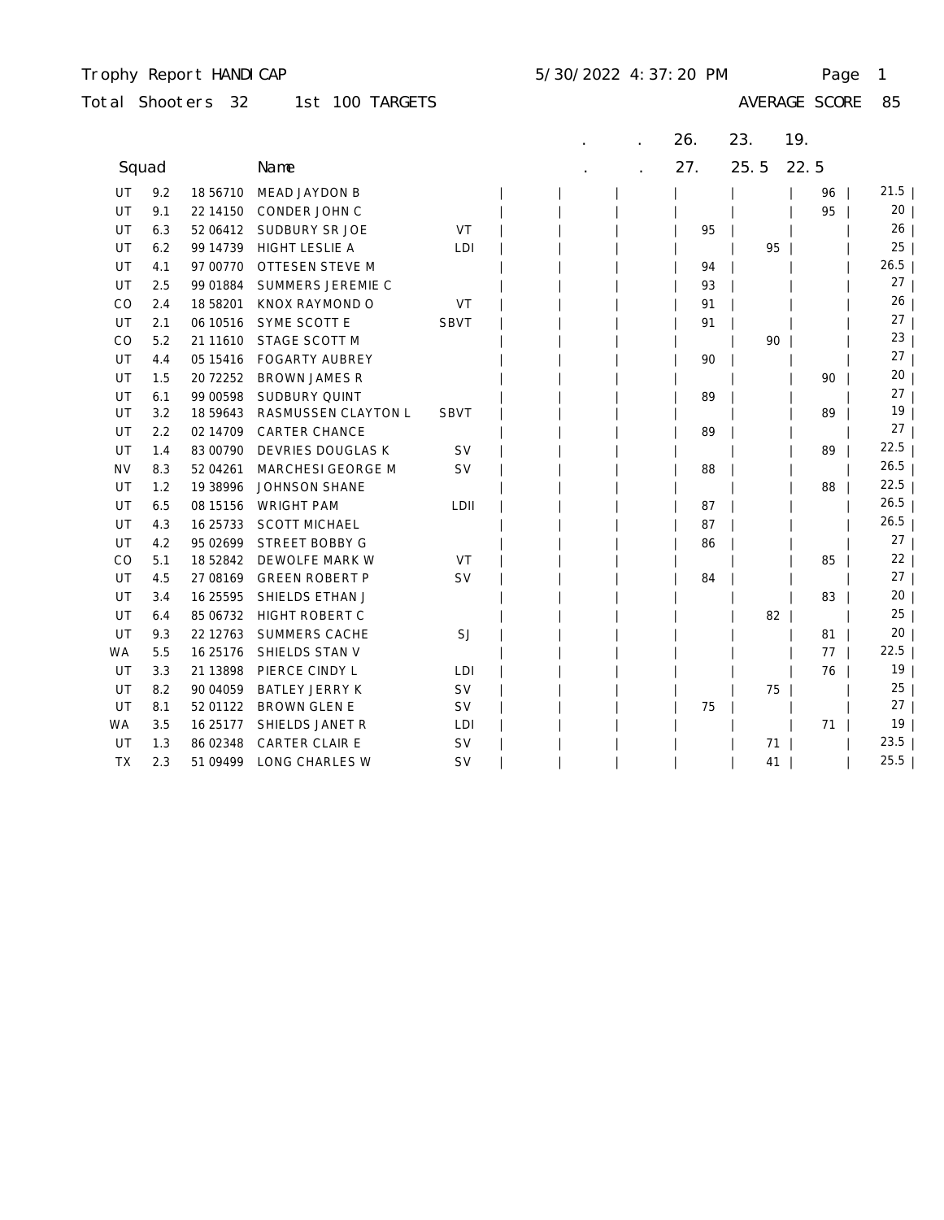Trophy Report HANDICAP 5/30/2022 4:37:20 PM

Total Shooters 32 1st 100 TARGETS AVERAGE SCORE 85

| | Squad | | Name | | | . | . | 26. | 23. | 19. | |
|---|---|---|---|---|---|---|---|---|---|---|---|
| | | | | | | . | . | 27. | 25.5 | 22.5 | |
| UT | 9.2 | 18 56710 | MEAD JAYDON B | | | | | | | 96 | 21.5 |
| UT | 9.1 | 22 14150 | CONDER JOHN C | | | | | | | 95 | 20 |
| UT | 6.3 | 52 06412 | SUDBURY SR JOE | VT | | | | 95 | | | 26 |
| UT | 6.2 | 99 14739 | HIGHT LESLIE A | LDI | | | | | 95 | | 25 |
| UT | 4.1 | 97 00770 | OTTESEN STEVE M | | | | | 94 | | | 26.5 |
| UT | 2.5 | 99 01884 | SUMMERS JEREMIE C | | | | | 93 | | | 27 |
| CO | 2.4 | 18 58201 | KNOX RAYMOND O | VT | | | | 91 | | | 26 |
| UT | 2.1 | 06 10516 | SYME SCOTT E | SBVT | | | | 91 | | | 27 |
| CO | 5.2 | 21 11610 | STAGE SCOTT M | | | | | | 90 | | 23 |
| UT | 4.4 | 05 15416 | FOGARTY AUBREY | | | | | 90 | | | 27 |
| UT | 1.5 | 20 72252 | BROWN JAMES R | | | | | | | 90 | 20 |
| UT | 6.1 | 99 00598 | SUDBURY QUINT | | | | | 89 | | | 27 |
| UT | 3.2 | 18 59643 | RASMUSSEN CLAYTON L | SBVT | | | | | | 89 | 19 |
| UT | 2.2 | 02 14709 | CARTER CHANCE | | | | | 89 | | | 27 |
| UT | 1.4 | 83 00790 | DEVRIES DOUGLAS K | SV | | | | | | 89 | 22.5 |
| NV | 8.3 | 52 04261 | MARCHESI GEORGE M | SV | | | | 88 | | | 26.5 |
| UT | 1.2 | 19 38996 | JOHNSON SHANE | | | | | | | 88 | 22.5 |
| UT | 6.5 | 08 15156 | WRIGHT PAM | LDII | | | | 87 | | | 26.5 |
| UT | 4.3 | 16 25733 | SCOTT MICHAEL | | | | | 87 | | | 26.5 |
| UT | 4.2 | 95 02699 | STREET BOBBY G | | | | | 86 | | | 27 |
| CO | 5.1 | 18 52842 | DEWOLFE MARK W | VT | | | | | | 85 | 22 |
| UT | 4.5 | 27 08169 | GREEN ROBERT P | SV | | | | 84 | | | 27 |
| UT | 3.4 | 16 25595 | SHIELDS ETHAN J | | | | | | | 83 | 20 |
| UT | 6.4 | 85 06732 | HIGHT ROBERT C | | | | | | 82 | | 25 |
| UT | 9.3 | 22 12763 | SUMMERS CACHE | SJ | | | | | | 81 | 20 |
| WA | 5.5 | 16 25176 | SHIELDS STAN V | | | | | | | 77 | 22.5 |
| UT | 3.3 | 21 13898 | PIERCE CINDY L | LDI | | | | | | 76 | 19 |
| UT | 8.2 | 90 04059 | BATLEY JERRY K | SV | | | | | 75 | | 25 |
| UT | 8.1 | 52 01122 | BROWN GLEN E | SV | | | | 75 | | | 27 |
| WA | 3.5 | 16 25177 | SHIELDS JANET R | LDI | | | | | | 71 | 19 |
| UT | 1.3 | 86 02348 | CARTER CLAIR E | SV | | | | | 71 | | 23.5 |
| TX | 2.3 | 51 09499 | LONG CHARLES W | SV | | | | | 41 | | 25.5 |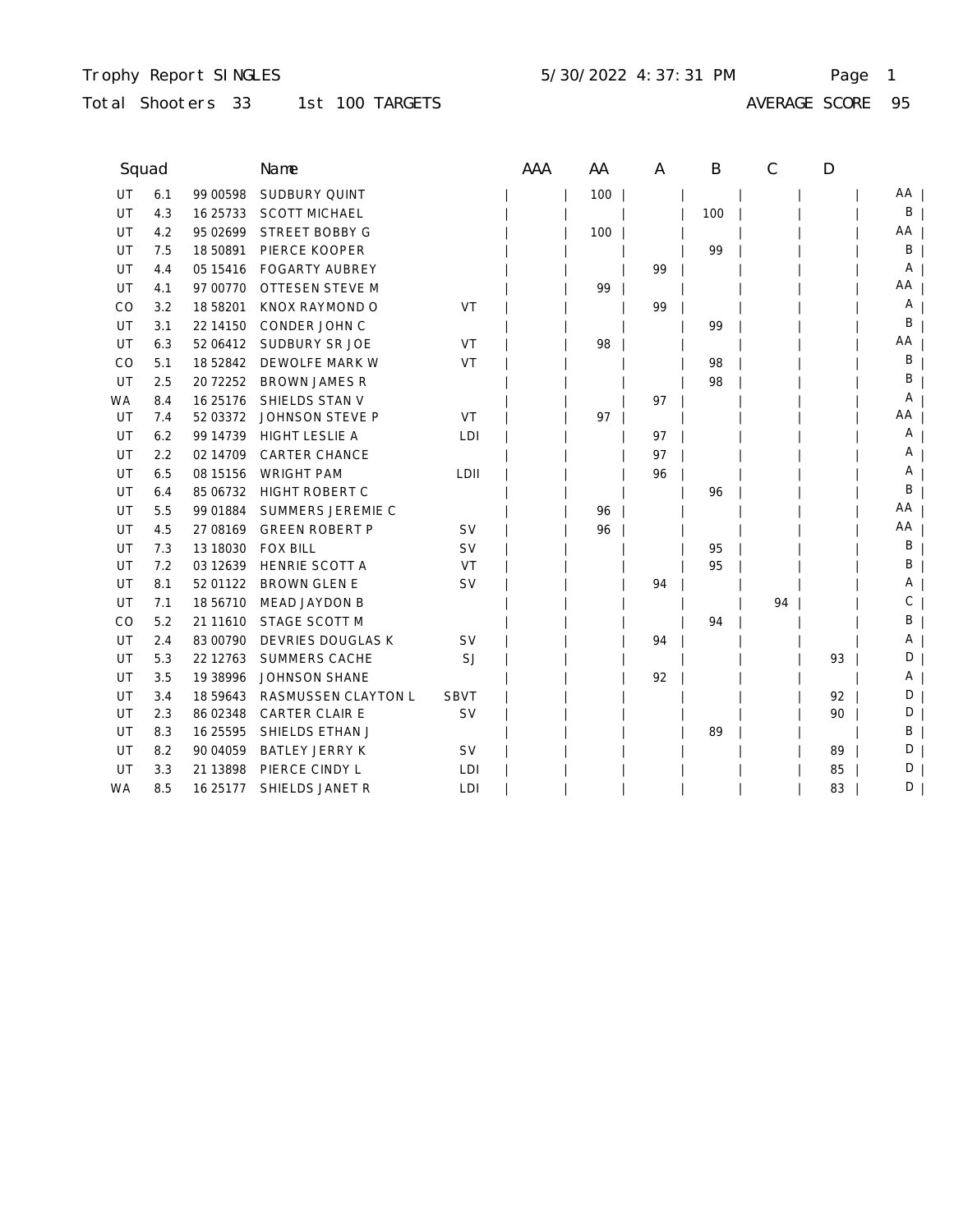Trophy Report SINGLES 5/30/2022 4:37:31 PM

Total Shooters 33 1st 100 TARGETS AVERAGE SCORE 95

| Squad | | | Name | | AAA | AA | A | B | C | D | |
|---|---|---|---|---|---|---|---|---|---|---|---|
| UT | 6.1 | 99 00598 | SUDBURY QUINT | | | 100 | | | | | AA |
| UT | 4.3 | 16 25733 | SCOTT MICHAEL | | | | | 100 | | | B |
| UT | 4.2 | 95 02699 | STREET BOBBY G | | | 100 | | | | | AA |
| UT | 7.5 | 18 50891 | PIERCE KOOPER | | | | | 99 | | | B |
| UT | 4.4 | 05 15416 | FOGARTY AUBREY | | | | 99 | | | | A |
| UT | 4.1 | 97 00770 | OTTESEN STEVE M | | | 99 | | | | | AA |
| CO | 3.2 | 18 58201 | KNOX RAYMOND O | VT | | | 99 | | | | A |
| UT | 3.1 | 22 14150 | CONDER JOHN C | | | | | 99 | | | B |
| UT | 6.3 | 52 06412 | SUDBURY SR JOE | VT | | 98 | | | | | AA |
| CO | 5.1 | 18 52842 | DEWOLFE MARK W | VT | | | | 98 | | | B |
| UT | 2.5 | 20 72252 | BROWN JAMES R | | | | | 98 | | | B |
| WA | 8.4 | 16 25176 | SHIELDS STAN V | | | | 97 | | | | A |
| UT | 7.4 | 52 03372 | JOHNSON STEVE P | VT | | 97 | | | | | AA |
| UT | 6.2 | 99 14739 | HIGHT LESLIE A | LDI | | | 97 | | | | A |
| UT | 2.2 | 02 14709 | CARTER CHANCE | | | | 97 | | | | A |
| UT | 6.5 | 08 15156 | WRIGHT PAM | LDII | | | 96 | | | | A |
| UT | 6.4 | 85 06732 | HIGHT ROBERT C | | | | | 96 | | | B |
| UT | 5.5 | 99 01884 | SUMMERS JEREMIE C | | | 96 | | | | | AA |
| UT | 4.5 | 27 08169 | GREEN ROBERT P | SV | | 96 | | | | | AA |
| UT | 7.3 | 13 18030 | FOX BILL | SV | | | | 95 | | | B |
| UT | 7.2 | 03 12639 | HENRIE SCOTT A | VT | | | | 95 | | | B |
| UT | 8.1 | 52 01122 | BROWN GLEN E | SV | | | 94 | | | | A |
| UT | 7.1 | 18 56710 | MEAD JAYDON B | | | | | | 94 | | C |
| CO | 5.2 | 21 11610 | STAGE SCOTT M | | | | | 94 | | | B |
| UT | 2.4 | 83 00790 | DEVRIES DOUGLAS K | SV | | | 94 | | | | A |
| UT | 5.3 | 22 12763 | SUMMERS CACHE | SJ | | | | | | 93 | D |
| UT | 3.5 | 19 38996 | JOHNSON SHANE | | | | 92 | | | | A |
| UT | 3.4 | 18 59643 | RASMUSSEN CLAYTON L | SBVT | | | | | | 92 | D |
| UT | 2.3 | 86 02348 | CARTER CLAIR E | SV | | | | | | 90 | D |
| UT | 8.3 | 16 25595 | SHIELDS ETHAN J | | | | | 89 | | | B |
| UT | 8.2 | 90 04059 | BATLEY JERRY K | SV | | | | | | 89 | D |
| UT | 3.3 | 21 13898 | PIERCE CINDY L | LDI | | | | | | 85 | D |
| WA | 8.5 | 16 25177 | SHIELDS JANET R | LDI | | | | | | 83 | D |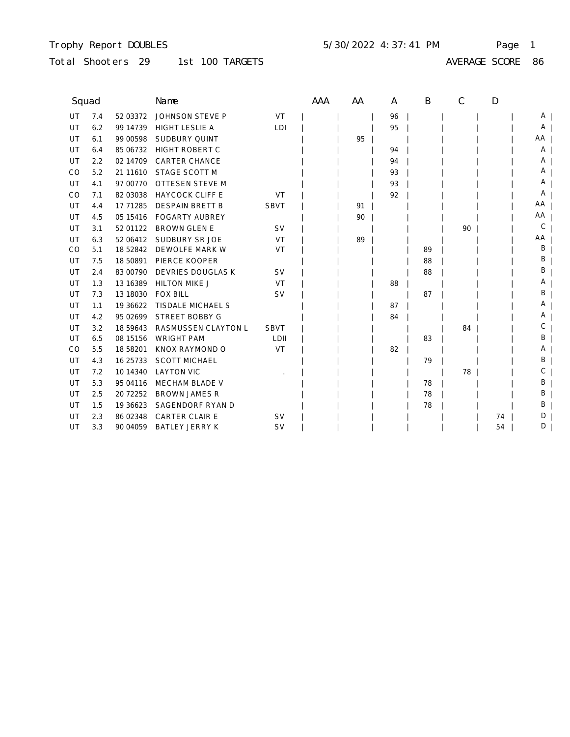Trophy Report DOUBLES 5/30/2022 4:37:41 PM

Total Shooters 29 1st 100 TARGETS AVERAGE SCORE 86

| Squad | | | Name | | AAA | AA | A | B | C | D | |
|---|---|---|---|---|---|---|---|---|---|---|---|
| UT | 7.4 | 52 03372 | JOHNSON STEVE P | VT | | | 96 | | | | A |
| UT | 6.2 | 99 14739 | HIGHT LESLIE A | LDI | | | 95 | | | | A |
| UT | 6.1 | 99 00598 | SUDBURY QUINT | | | 95 | | | | | AA |
| UT | 6.4 | 85 06732 | HIGHT ROBERT C | | | | 94 | | | | A |
| UT | 2.2 | 02 14709 | CARTER CHANCE | | | | 94 | | | | A |
| CO | 5.2 | 21 11610 | STAGE SCOTT M | | | | 93 | | | | A |
| UT | 4.1 | 97 00770 | OTTESEN STEVE M | | | | 93 | | | | A |
| CO | 7.1 | 82 03038 | HAYCOCK CLIFF E | VT | | | 92 | | | | A |
| UT | 4.4 | 17 71285 | DESPAIN BRETT B | SBVT | | 91 | | | | | AA |
| UT | 4.5 | 05 15416 | FOGARTY AUBREY | | | 90 | | | | | AA |
| UT | 3.1 | 52 01122 | BROWN GLEN E | SV | | | | | 90 | | C |
| UT | 6.3 | 52 06412 | SUDBURY SR JOE | VT | | 89 | | | | | AA |
| CO | 5.1 | 18 52842 | DEWOLFE MARK W | VT | | | | 89 | | | B |
| UT | 7.5 | 18 50891 | PIERCE KOOPER | | | | | 88 | | | B |
| UT | 2.4 | 83 00790 | DEVRIES DOUGLAS K | SV | | | | 88 | | | B |
| UT | 1.3 | 13 16389 | HILTON MIKE J | VT | | | 88 | | | | A |
| UT | 7.3 | 13 18030 | FOX BILL | SV | | | | 87 | | | B |
| UT | 1.1 | 19 36622 | TISDALE MICHAEL S | | | | 87 | | | | A |
| UT | 4.2 | 95 02699 | STREET BOBBY G | | | | 84 | | | | A |
| UT | 3.2 | 18 59643 | RASMUSSEN CLAYTON L | SBVT | | | | | 84 | | C |
| UT | 6.5 | 08 15156 | WRIGHT PAM | LDII | | | | 83 | | | B |
| CO | 5.5 | 18 58201 | KNOX RAYMOND O | VT | | | 82 | | | | A |
| UT | 4.3 | 16 25733 | SCOTT MICHAEL | | | | | 79 | | | B |
| UT | 7.2 | 10 14340 | LAYTON VIC | . | | | | | 78 | | C |
| UT | 5.3 | 95 04116 | MECHAM BLADE V | | | | | 78 | | | B |
| UT | 2.5 | 20 72252 | BROWN JAMES R | | | | | 78 | | | B |
| UT | 1.5 | 19 36623 | SAGENDORF RYAN D | | | | | 78 | | | B |
| UT | 2.3 | 86 02348 | CARTER CLAIR E | SV | | | | | | 74 | D |
| UT | 3.3 | 90 04059 | BATLEY JERRY K | SV | | | | | | 54 | D |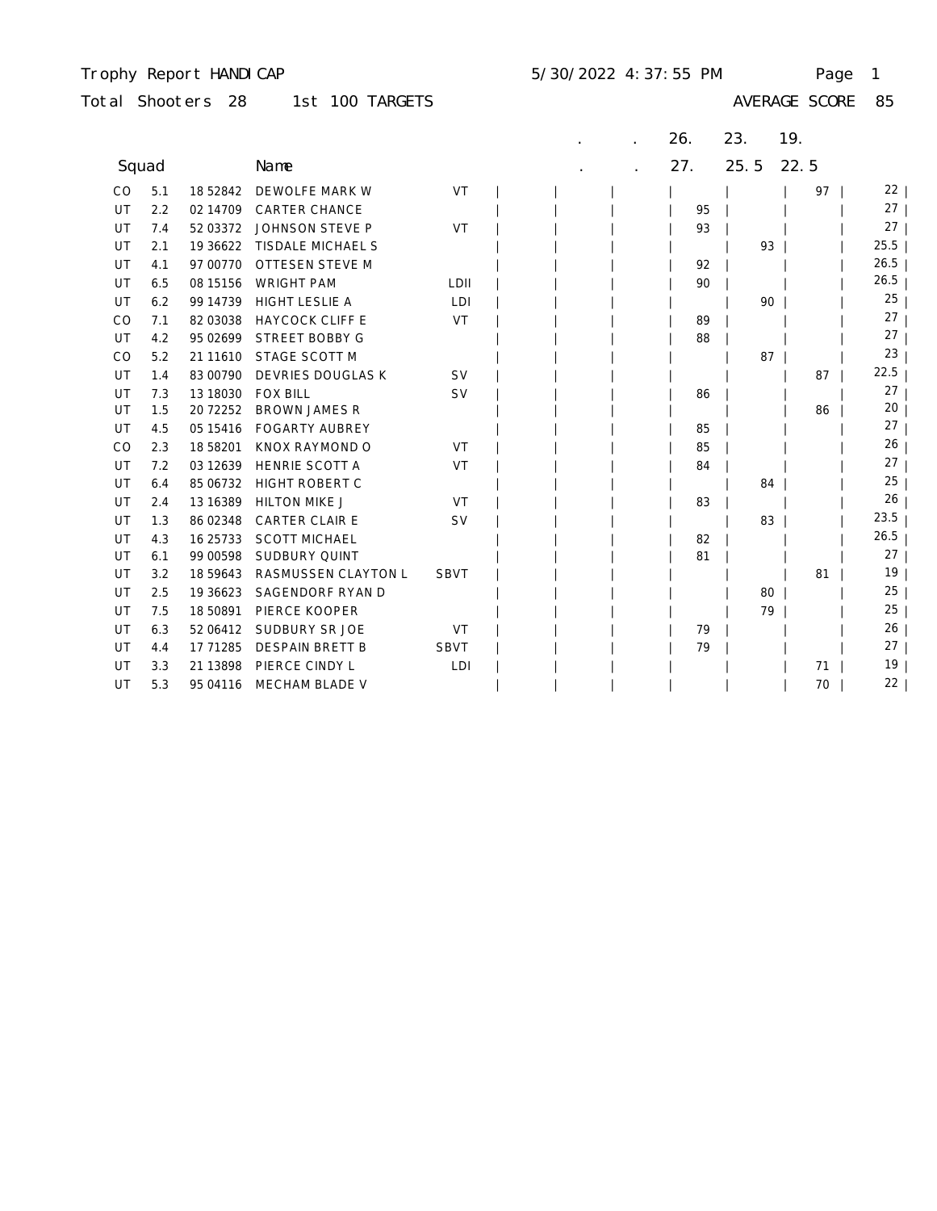Trophy Report HANDICAP — 5/30/2022 4:37:55 PM

Total Shooters 28 — 1st 100 TARGETS — AVERAGE SCORE 85

| | Squad | | Name | | | . | . | 26. | 23. | 19. | |
|---|---|---|---|---|---|---|---|---|---|---|---|
| | | | | | | . | . | 27. | 25.5 | 22.5 | |
| CO | 5.1 | 18 52842 | DEWOLFE MARK W | VT | | | | | | 97 | 22 |
| UT | 2.2 | 02 14709 | CARTER CHANCE | | | | | 95 | | | 27 |
| UT | 7.4 | 52 03372 | JOHNSON STEVE P | VT | | | | 93 | | | 27 |
| UT | 2.1 | 19 36622 | TISDALE MICHAEL S | | | | | | 93 | | 25.5 |
| UT | 4.1 | 97 00770 | OTTESEN STEVE M | | | | | 92 | | | 26.5 |
| UT | 6.5 | 08 15156 | WRIGHT PAM | LDII | | | | 90 | | | 26.5 |
| UT | 6.2 | 99 14739 | HIGHT LESLIE A | LDI | | | | | 90 | | 25 |
| CO | 7.1 | 82 03038 | HAYCOCK CLIFF E | VT | | | | 89 | | | 27 |
| UT | 4.2 | 95 02699 | STREET BOBBY G | | | | | 88 | | | 27 |
| CO | 5.2 | 21 11610 | STAGE SCOTT M | | | | | | 87 | | 23 |
| UT | 1.4 | 83 00790 | DEVRIES DOUGLAS K | SV | | | | | | 87 | 22.5 |
| UT | 7.3 | 13 18030 | FOX BILL | SV | | | | 86 | | | 27 |
| UT | 1.5 | 20 72252 | BROWN JAMES R | | | | | | | 86 | 20 |
| UT | 4.5 | 05 15416 | FOGARTY AUBREY | | | | | 85 | | | 27 |
| CO | 2.3 | 18 58201 | KNOX RAYMOND O | VT | | | | 85 | | | 26 |
| UT | 7.2 | 03 12639 | HENRIE SCOTT A | VT | | | | 84 | | | 27 |
| UT | 6.4 | 85 06732 | HIGHT ROBERT C | | | | | | 84 | | 25 |
| UT | 2.4 | 13 16389 | HILTON MIKE J | VT | | | | 83 | | | 26 |
| UT | 1.3 | 86 02348 | CARTER CLAIR E | SV | | | | | 83 | | 23.5 |
| UT | 4.3 | 16 25733 | SCOTT MICHAEL | | | | | 82 | | | 26.5 |
| UT | 6.1 | 99 00598 | SUDBURY QUINT | | | | | 81 | | | 27 |
| UT | 3.2 | 18 59643 | RASMUSSEN CLAYTON L | SBVT | | | | | | 81 | 19 |
| UT | 2.5 | 19 36623 | SAGENDORF RYAN D | | | | | | 80 | | 25 |
| UT | 7.5 | 18 50891 | PIERCE KOOPER | | | | | | 79 | | 25 |
| UT | 6.3 | 52 06412 | SUDBURY SR JOE | VT | | | | 79 | | | 26 |
| UT | 4.4 | 17 71285 | DESPAIN BRETT B | SBVT | | | | 79 | | | 27 |
| UT | 3.3 | 21 13898 | PIERCE CINDY L | LDI | | | | | | 71 | 19 |
| UT | 5.3 | 95 04116 | MECHAM BLADE V | | | | | | | 70 | 22 |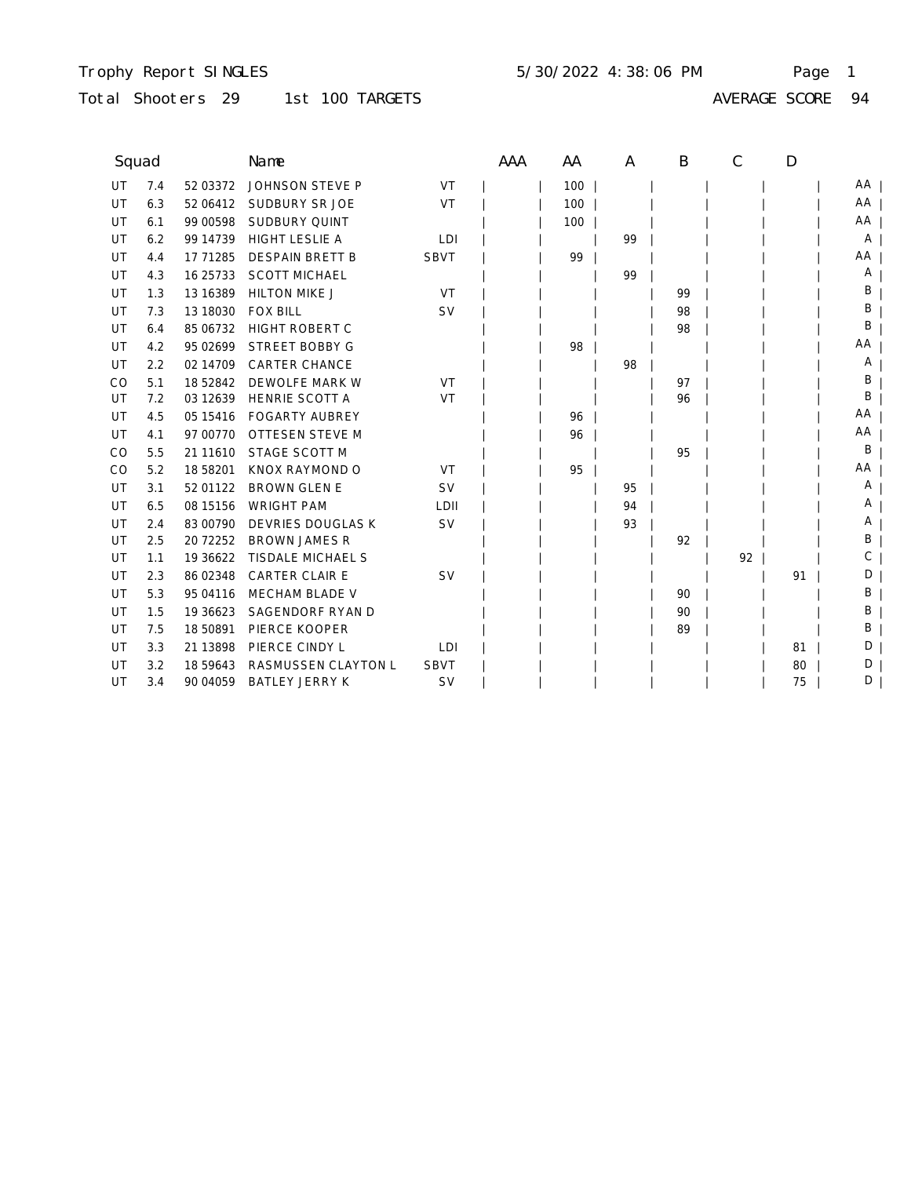Trophy Report SINGLES  5/30/2022 4:38:06 PM

Total Shooters 29  1st 100 TARGETS  AVERAGE SCORE 94

| Squad | | | Name | | AAA | AA | A | B | C | D | |
|---|---|---|---|---|---|---|---|---|---|---|---|
| UT | 7.4 | 52 03372 | JOHNSON STEVE P | VT | | 100 | | | | | AA |
| UT | 6.3 | 52 06412 | SUDBURY SR JOE | VT | | 100 | | | | | AA |
| UT | 6.1 | 99 00598 | SUDBURY QUINT | | | 100 | | | | | AA |
| UT | 6.2 | 99 14739 | HIGHT LESLIE A | LDI | | | 99 | | | | A |
| UT | 4.4 | 17 71285 | DESPAIN BRETT B | SBVT | | 99 | | | | | AA |
| UT | 4.3 | 16 25733 | SCOTT MICHAEL | | | | 99 | | | | A |
| UT | 1.3 | 13 16389 | HILTON MIKE J | VT | | | | 99 | | | B |
| UT | 7.3 | 13 18030 | FOX BILL | SV | | | | 98 | | | B |
| UT | 6.4 | 85 06732 | HIGHT ROBERT C | | | | | 98 | | | B |
| UT | 4.2 | 95 02699 | STREET BOBBY G | | | 98 | | | | | AA |
| UT | 2.2 | 02 14709 | CARTER CHANCE | | | | 98 | | | | A |
| CO | 5.1 | 18 52842 | DEWOLFE MARK W | VT | | | | 97 | | | B |
| UT | 7.2 | 03 12639 | HENRIE SCOTT A | VT | | | | 96 | | | B |
| UT | 4.5 | 05 15416 | FOGARTY AUBREY | | | 96 | | | | | AA |
| UT | 4.1 | 97 00770 | OTTESEN STEVE M | | | 96 | | | | | AA |
| CO | 5.5 | 21 11610 | STAGE SCOTT M | | | | | 95 | | | B |
| CO | 5.2 | 18 58201 | KNOX RAYMOND O | VT | | 95 | | | | | AA |
| UT | 3.1 | 52 01122 | BROWN GLEN E | SV | | | 95 | | | | A |
| UT | 6.5 | 08 15156 | WRIGHT PAM | LDII | | | 94 | | | | A |
| UT | 2.4 | 83 00790 | DEVRIES DOUGLAS K | SV | | | 93 | | | | A |
| UT | 2.5 | 20 72252 | BROWN JAMES R | | | | | 92 | | | B |
| UT | 1.1 | 19 36622 | TISDALE MICHAEL S | | | | | | 92 | | C |
| UT | 2.3 | 86 02348 | CARTER CLAIR E | SV | | | | | | 91 | D |
| UT | 5.3 | 95 04116 | MECHAM BLADE V | | | | | 90 | | | B |
| UT | 1.5 | 19 36623 | SAGENDORF RYAN D | | | | | 90 | | | B |
| UT | 7.5 | 18 50891 | PIERCE KOOPER | | | | | 89 | | | B |
| UT | 3.3 | 21 13898 | PIERCE CINDY L | LDI | | | | | | 81 | D |
| UT | 3.2 | 18 59643 | RASMUSSEN CLAYTON L | SBVT | | | | | | 80 | D |
| UT | 3.4 | 90 04059 | BATLEY JERRY K | SV | | | | | | 75 | D |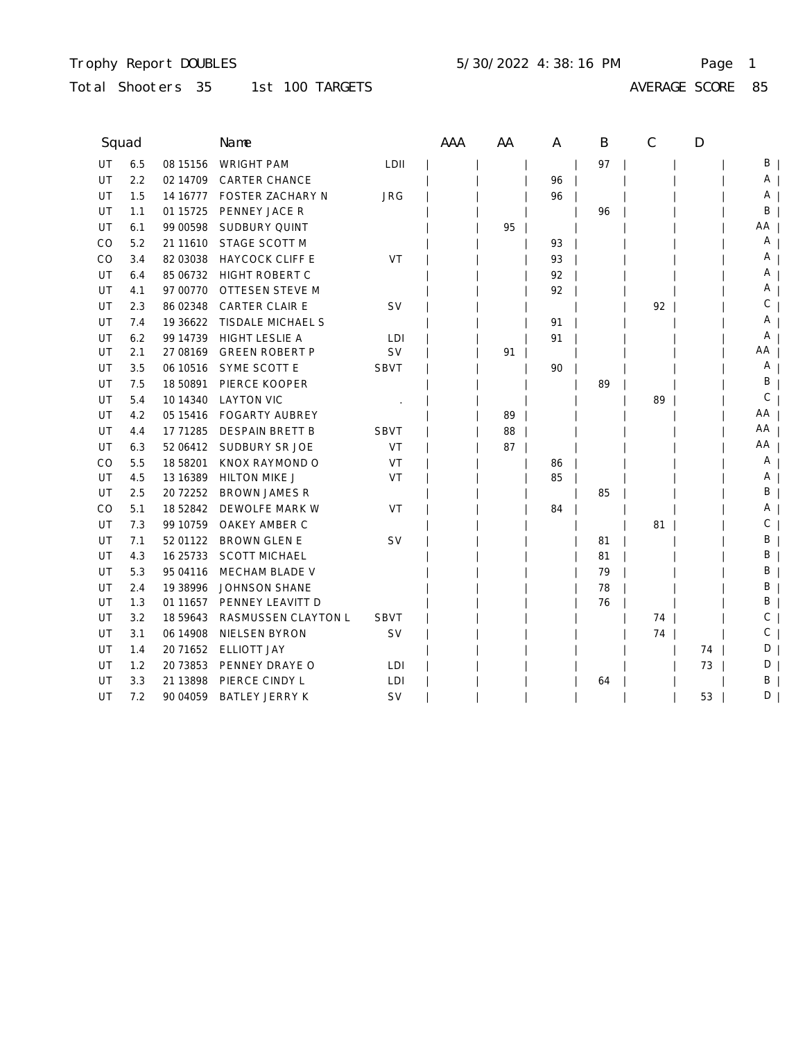Trophy Report DOUBLES — 5/30/2022 4:38:16 PM

Total Shooters 35 — 1st 100 TARGETS — AVERAGE SCORE 85

| Squad | | | Name | | AAA | AA | A | B | C | D | |
|---|---|---|---|---|---|---|---|---|---|---|---|
| UT | 6.5 | 08 15156 | WRIGHT PAM | LDII | | | | 97 | | | B |
| UT | 2.2 | 02 14709 | CARTER CHANCE | | | | 96 | | | | A |
| UT | 1.5 | 14 16777 | FOSTER ZACHARY N | JRG | | | 96 | | | | A |
| UT | 1.1 | 01 15725 | PENNEY JACE R | | | | | 96 | | | B |
| UT | 6.1 | 99 00598 | SUDBURY QUINT | | | 95 | | | | | AA |
| CO | 5.2 | 21 11610 | STAGE SCOTT M | | | | 93 | | | | A |
| CO | 3.4 | 82 03038 | HAYCOCK CLIFF E | VT | | | 93 | | | | A |
| UT | 6.4 | 85 06732 | HIGHT ROBERT C | | | | 92 | | | | A |
| UT | 4.1 | 97 00770 | OTTESEN STEVE M | | | | 92 | | | | A |
| UT | 2.3 | 86 02348 | CARTER CLAIR E | SV | | | | | 92 | | C |
| UT | 7.4 | 19 36622 | TISDALE MICHAEL S | | | | 91 | | | | A |
| UT | 6.2 | 99 14739 | HIGHT LESLIE A | LDI | | | 91 | | | | A |
| UT | 2.1 | 27 08169 | GREEN ROBERT P | SV | | 91 | | | | | AA |
| UT | 3.5 | 06 10516 | SYME SCOTT E | SBVT | | | 90 | | | | A |
| UT | 7.5 | 18 50891 | PIERCE KOOPER | | | | | 89 | | | B |
| UT | 5.4 | 10 14340 | LAYTON VIC | . | | | | | 89 | | C |
| UT | 4.2 | 05 15416 | FOGARTY AUBREY | | | 89 | | | | | AA |
| UT | 4.4 | 17 71285 | DESPAIN BRETT B | SBVT | | 88 | | | | | AA |
| UT | 6.3 | 52 06412 | SUDBURY SR JOE | VT | | 87 | | | | | AA |
| CO | 5.5 | 18 58201 | KNOX RAYMOND O | VT | | | 86 | | | | A |
| UT | 4.5 | 13 16389 | HILTON MIKE J | VT | | | 85 | | | | A |
| UT | 2.5 | 20 72252 | BROWN JAMES R | | | | | 85 | | | B |
| CO | 5.1 | 18 52842 | DEWOLFE MARK W | VT | | | 84 | | | | A |
| UT | 7.3 | 99 10759 | OAKEY AMBER C | | | | | | 81 | | C |
| UT | 7.1 | 52 01122 | BROWN GLEN E | SV | | | | 81 | | | B |
| UT | 4.3 | 16 25733 | SCOTT MICHAEL | | | | | 81 | | | B |
| UT | 5.3 | 95 04116 | MECHAM BLADE V | | | | | 79 | | | B |
| UT | 2.4 | 19 38996 | JOHNSON SHANE | | | | | 78 | | | B |
| UT | 1.3 | 01 11657 | PENNEY LEAVITT D | | | | | 76 | | | B |
| UT | 3.2 | 18 59643 | RASMUSSEN CLAYTON L | SBVT | | | | | 74 | | C |
| UT | 3.1 | 06 14908 | NIELSEN BYRON | SV | | | | | 74 | | C |
| UT | 1.4 | 20 71652 | ELLIOTT JAY | | | | | | | 74 | D |
| UT | 1.2 | 20 73853 | PENNEY DRAYE O | LDI | | | | | | 73 | D |
| UT | 3.3 | 21 13898 | PIERCE CINDY L | LDI | | | | 64 | | | B |
| UT | 7.2 | 90 04059 | BATLEY JERRY K | SV | | | | | | 53 | D |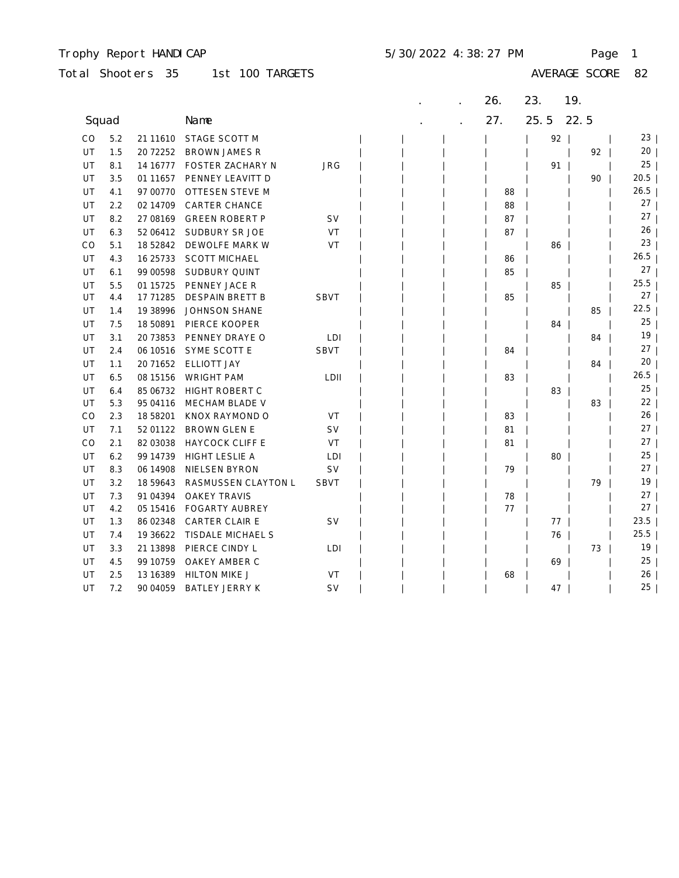Trophy Report HANDICAP

5/30/2022 4:38:27 PM

Total Shooters 35 1st 100 TARGETS

AVERAGE SCORE 82

| | | | | | | . | . | 26. | 23. | 19. | |
|---|---|---|---|---|---|---|---|---|---|---|---|
| Squad | | | Name | | | . | . | 27. | 25.5 | 22.5 | |
| CO | 5.2 | 21 11610 | STAGE SCOTT M | | | | | | 92 | | 23 |
| UT | 1.5 | 20 72252 | BROWN JAMES R | | | | | | | 92 | 20 |
| UT | 8.1 | 14 16777 | FOSTER ZACHARY N | JRG | | | | | 91 | | 25 |
| UT | 3.5 | 01 11657 | PENNEY LEAVITT D | | | | | | | 90 | 20.5 |
| UT | 4.1 | 97 00770 | OTTESEN STEVE M | | | | | 88 | | | 26.5 |
| UT | 2.2 | 02 14709 | CARTER CHANCE | | | | | 88 | | | 27 |
| UT | 8.2 | 27 08169 | GREEN ROBERT P | SV | | | | 87 | | | 27 |
| UT | 6.3 | 52 06412 | SUDBURY SR JOE | VT | | | | 87 | | | 26 |
| CO | 5.1 | 18 52842 | DEWOLFE MARK W | VT | | | | | 86 | | 23 |
| UT | 4.3 | 16 25733 | SCOTT MICHAEL | | | | | 86 | | | 26.5 |
| UT | 6.1 | 99 00598 | SUDBURY QUINT | | | | | 85 | | | 27 |
| UT | 5.5 | 01 15725 | PENNEY JACE R | | | | | | 85 | | 25.5 |
| UT | 4.4 | 17 71285 | DESPAIN BRETT B | SBVT | | | | 85 | | | 27 |
| UT | 1.4 | 19 38996 | JOHNSON SHANE | | | | | | | 85 | 22.5 |
| UT | 7.5 | 18 50891 | PIERCE KOOPER | | | | | | 84 | | 25 |
| UT | 3.1 | 20 73853 | PENNEY DRAYE O | LDI | | | | | | 84 | 19 |
| UT | 2.4 | 06 10516 | SYME SCOTT E | SBVT | | | | 84 | | | 27 |
| UT | 1.1 | 20 71652 | ELLIOTT JAY | | | | | | | 84 | 20 |
| UT | 6.5 | 08 15156 | WRIGHT PAM | LDII | | | | 83 | | | 26.5 |
| UT | 6.4 | 85 06732 | HIGHT ROBERT C | | | | | | 83 | | 25 |
| UT | 5.3 | 95 04116 | MECHAM BLADE V | | | | | | | 83 | 22 |
| CO | 2.3 | 18 58201 | KNOX RAYMOND O | VT | | | | 83 | | | 26 |
| UT | 7.1 | 52 01122 | BROWN GLEN E | SV | | | | 81 | | | 27 |
| CO | 2.1 | 82 03038 | HAYCOCK CLIFF E | VT | | | | 81 | | | 27 |
| UT | 6.2 | 99 14739 | HIGHT LESLIE A | LDI | | | | | 80 | | 25 |
| UT | 8.3 | 06 14908 | NIELSEN BYRON | SV | | | | 79 | | | 27 |
| UT | 3.2 | 18 59643 | RASMUSSEN CLAYTON L | SBVT | | | | | | 79 | 19 |
| UT | 7.3 | 91 04394 | OAKEY TRAVIS | | | | | 78 | | | 27 |
| UT | 4.2 | 05 15416 | FOGARTY AUBREY | | | | | 77 | | | 27 |
| UT | 1.3 | 86 02348 | CARTER CLAIR E | SV | | | | | 77 | | 23.5 |
| UT | 7.4 | 19 36622 | TISDALE MICHAEL S | | | | | | 76 | | 25.5 |
| UT | 3.3 | 21 13898 | PIERCE CINDY L | LDI | | | | | | 73 | 19 |
| UT | 4.5 | 99 10759 | OAKEY AMBER C | | | | | | 69 | | 25 |
| UT | 2.5 | 13 16389 | HILTON MIKE J | VT | | | | 68 | | | 26 |
| UT | 7.2 | 90 04059 | BATLEY JERRY K | SV | | | | | 47 | | 25 |